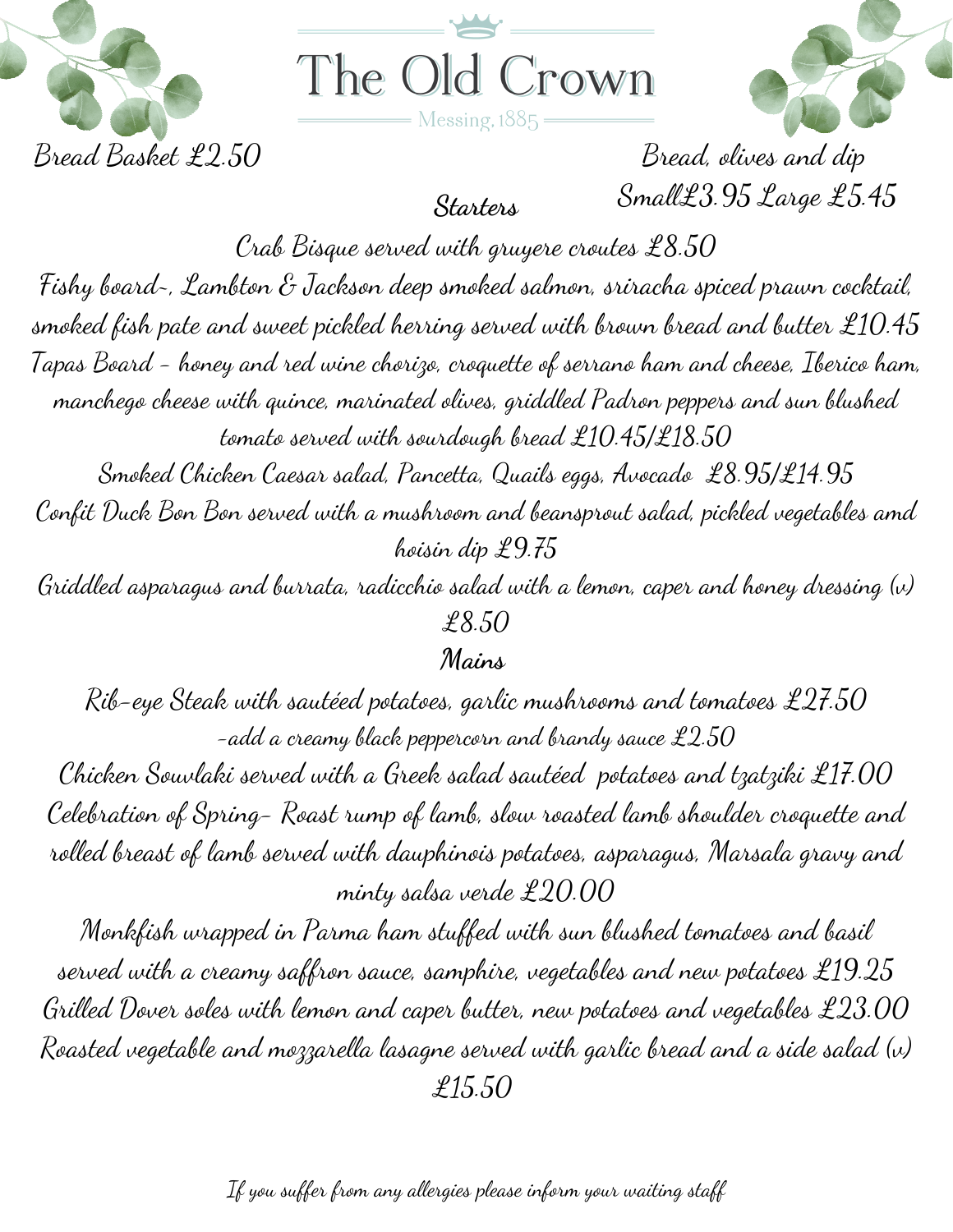# The Old Crown

Messing, 1885

Bread Basket £2.50

Bread, olives and dip
Small£3.95 Large £5.45

## Starters

Crab Bisque served with gruyere croutes £8.50

Fishy board-, Lambton & Jackson deep smoked salmon, sriracha spiced prawn cocktail, smoked fish pate and sweet pickled herring served with brown bread and butter £10.45

Tapas Board - honey and red wine chorizo, croquette of serrano ham and cheese, Iberico ham, manchego cheese with quince, marinated olives, griddled Padron peppers and sun blushed tomato served with sourdough bread £10.45/£18.50

Smoked Chicken Caesar salad, Pancetta, Quails eggs, Avocado £8.95/£14.95

Confit Duck Bon Bon served with a mushroom and beansprout salad, pickled vegetables amd hoisin dip £9.75

Griddled asparagus and burrata, radicchio salad with a lemon, caper and honey dressing (v) £8.50

## Mains

Rib-eye Steak with sautéed potatoes, garlic mushrooms and tomatoes £27.50
-add a creamy black peppercorn and brandy sauce £2.50

Chicken Souvlaki served with a Greek salad sautéed potatoes and tzatziki £17.00

Celebration of Spring- Roast rump of lamb, slow roasted lamb shoulder croquette and rolled breast of lamb served with dauphinois potatoes, asparagus, Marsala gravy and minty salsa verde £20.00

Monkfish wrapped in Parma ham stuffed with sun blushed tomatoes and basil served with a creamy saffron sauce, samphire, vegetables and new potatoes £19.25

Grilled Dover soles with lemon and caper butter, new potatoes and vegetables £23.00

Roasted vegetable and mozzarella lasagne served with garlic bread and a side salad (v) £15.50

*If you suffer from any allergies please inform your waiting staff*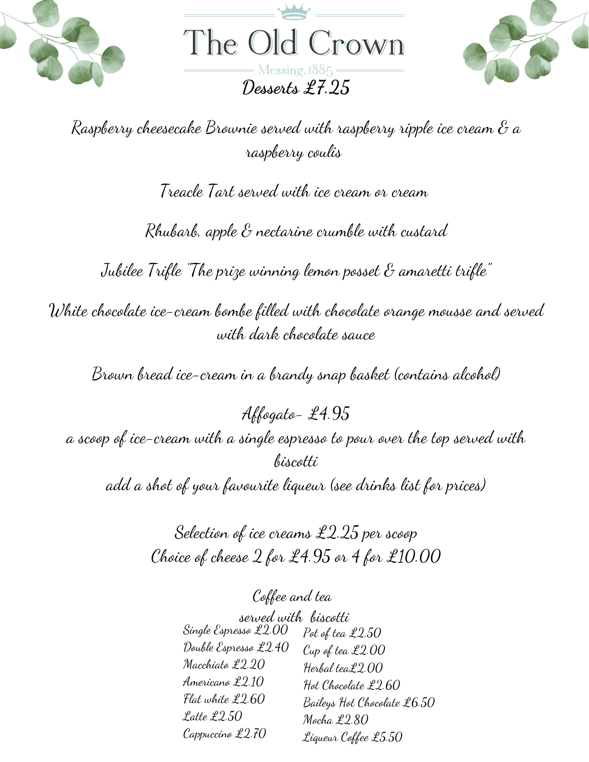# The Old Crown

Messing, 1885

## Desserts £7.25

Raspberry cheesecake Brownie served with raspberry ripple ice cream & a raspberry coulis

Treacle Tart served with ice cream or cream

Rhubarb, apple & nectarine crumble with custard

Jubilee Trifle "The prize winning lemon posset & amaretti trifle"

White chocolate ice-cream bombe filled with chocolate orange mousse and served with dark chocolate sauce

Brown bread ice-cream in a brandy snap basket (contains alcohol)

Affogato- £4.95

a scoop of ice-cream with a single espresso to pour over the top served with biscotti

add a shot of your favourite liqueur (see drinks list for prices)

Selection of ice creams £2.25 per scoop

Choice of cheese 2 for £4.95 or 4 for £10.00

### Coffee and tea

served with biscotti

Single Espresso £2.00

Double Espresso £2.40

Macchiato £2.20

Americano £2.10

Flat white £2.60

Latte £2.50

Cappuccino £2.70

Pot of tea £2.50

Cup of tea £2.00

Herbal tea£2.00

Hot Chocolate £2.60

Baileys Hot Chocolate £6.50

Mocha £2.80

Liqueur Coffee £5.50